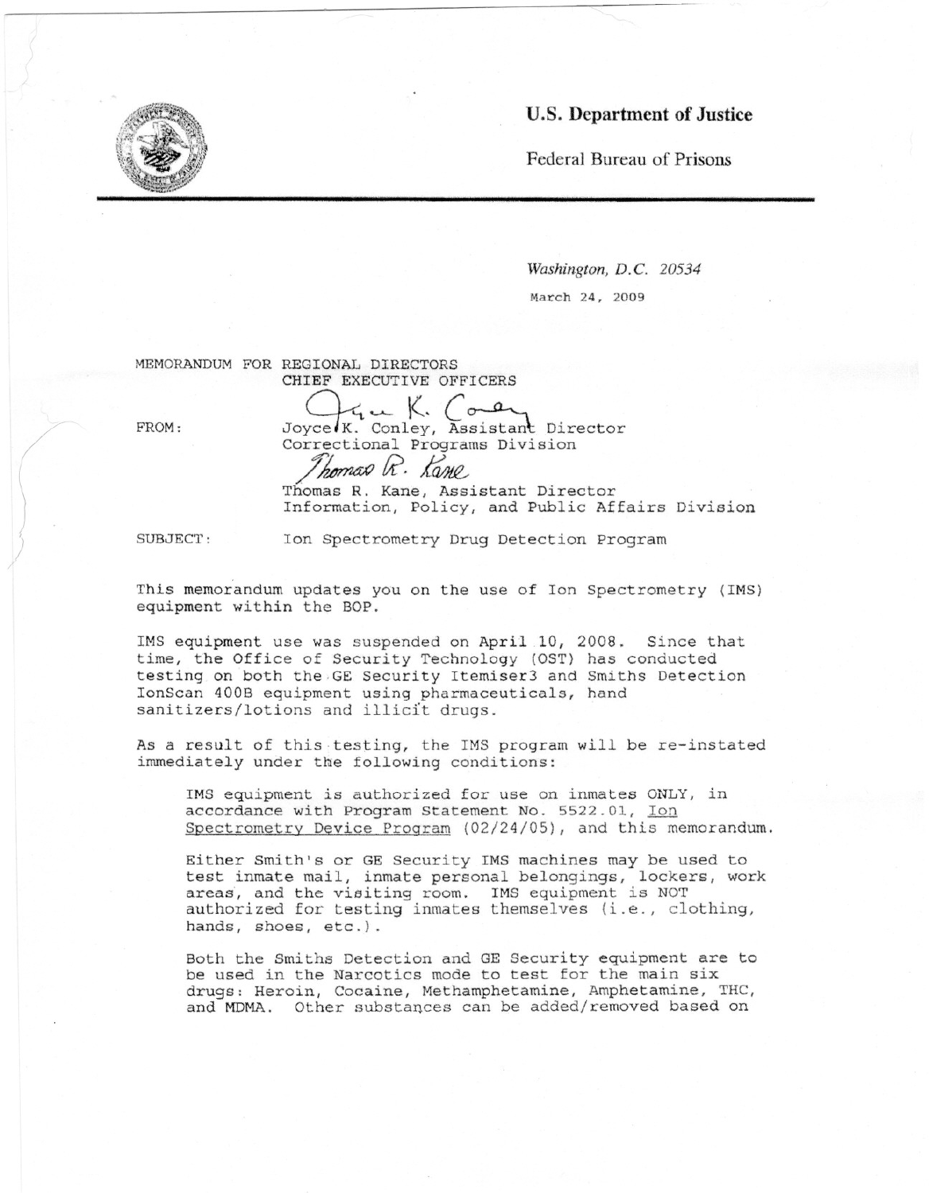**U.S. Department of Justice**

Federal Bureau of Prisons

*Washington, D.C. 20534*

March 24, 2009

MEMORANDUM FOR REGIONAL DIRECTORS
CHIEF EXECUTIVE OFFICERS

FROM: Joyce K. Conley, Assistant Director
Correctional Programs Division

Thomas R. Kane, Assistant Director
Information, Policy, and Public Affairs Division

SUBJECT: Ion Spectrometry Drug Detection Program

This memorandum updates you on the use of Ion Spectrometry (IMS) equipment within the BOP.

IMS equipment use was suspended on April 10, 2008. Since that time, the Office of Security Technology (OST) has conducted testing on both the GE Security Itemiser3 and Smiths Detection IonScan 400B equipment using pharmaceuticals, hand sanitizers/lotions and illicit drugs.

As a result of this testing, the IMS program will be re-instated immediately under the following conditions:

> IMS equipment is authorized for use on inmates ONLY, in accordance with Program Statement No. 5522.01, Ion Spectrometry Device Program (02/24/05), and this memorandum.
>
> Either Smith's or GE Security IMS machines may be used to test inmate mail, inmate personal belongings, lockers, work areas, and the visiting room. IMS equipment is NOT authorized for testing inmates themselves (i.e., clothing, hands, shoes, etc.).
>
> Both the Smiths Detection and GE Security equipment are to be used in the Narcotics mode to test for the main six drugs: Heroin, Cocaine, Methamphetamine, Amphetamine, THC, and MDMA. Other substances can be added/removed based on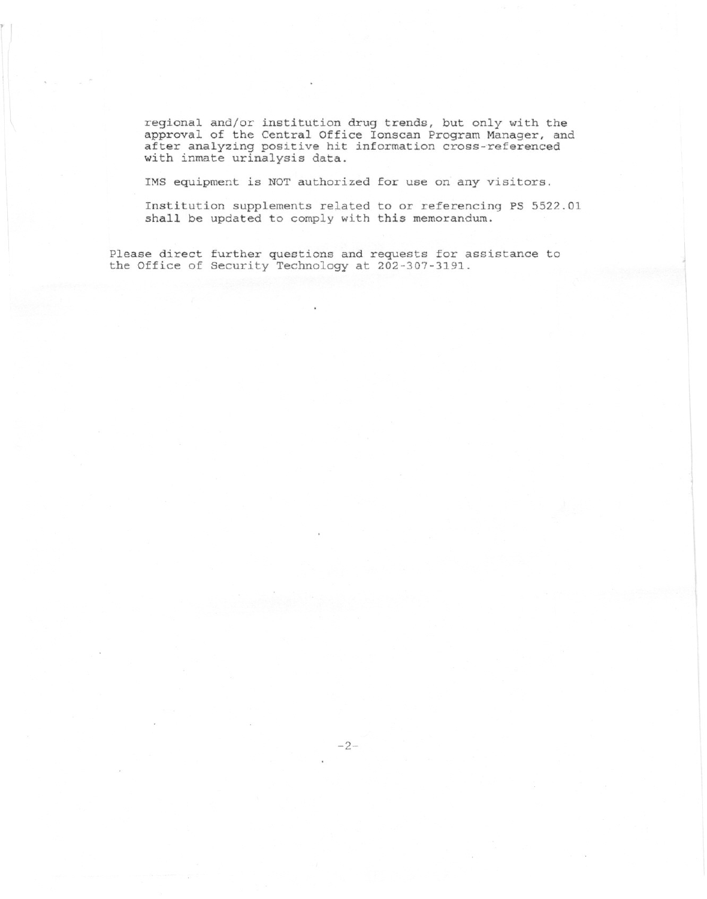regional and/or institution drug trends, but only with the approval of the Central Office Ionscan Program Manager, and after analyzing positive hit information cross-referenced with inmate urinalysis data.

IMS equipment is NOT authorized for use on any visitors.

Institution supplements related to or referencing PS 5522.01 shall be updated to comply with this memorandum.

Please direct further questions and requests for assistance to the Office of Security Technology at 202-307-3191.